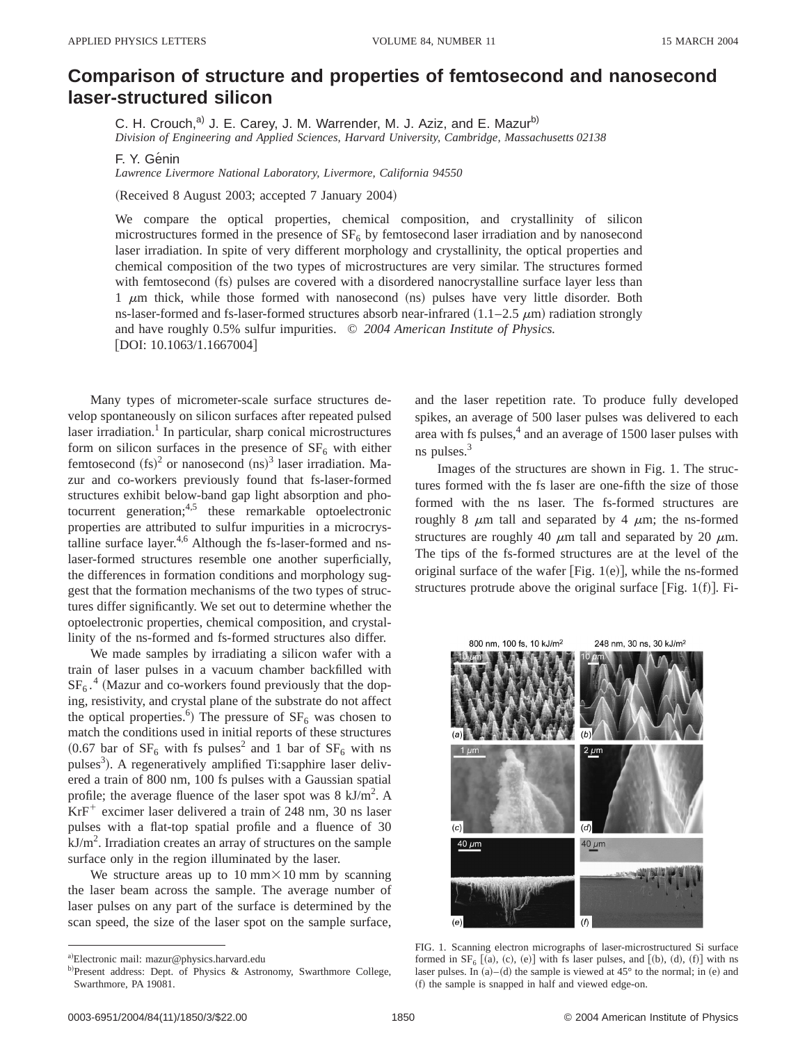# Comparison of structure and properties of femtosecond and nanosecond laser-structured silicon

C. H. Crouch,[a)] J. E. Carey, J. M. Warrender, M. J. Aziz, and E. Mazur[b)]
*Division of Engineering and Applied Sciences, Harvard University, Cambridge, Massachusetts 02138*

F. Y. Génin
*Lawrence Livermore National Laboratory, Livermore, California 94550*

(Received 8 August 2003; accepted 7 January 2004)

We compare the optical properties, chemical composition, and crystallinity of silicon microstructures formed in the presence of $SF_6$ by femtosecond laser irradiation and by nanosecond laser irradiation. In spite of very different morphology and crystallinity, the optical properties and chemical composition of the two types of microstructures are very similar. The structures formed with femtosecond (fs) pulses are covered with a disordered nanocrystalline surface layer less than 1 $\mu$m thick, while those formed with nanosecond (ns) pulses have very little disorder. Both ns-laser-formed and fs-laser-formed structures absorb near-infrared (1.1–2.5 $\mu$m) radiation strongly and have roughly 0.5% sulfur impurities. © *2004 American Institute of Physics.* [DOI: 10.1063/1.1667004]

Many types of micrometer-scale surface structures develop spontaneously on silicon surfaces after repeated pulsed laser irradiation.[1] In particular, sharp conical microstructures form on silicon surfaces in the presence of $SF_6$ with either femtosecond (fs)[2] or nanosecond (ns)[3] laser irradiation. Mazur and co-workers previously found that fs-laser-formed structures exhibit below-band gap light absorption and photocurrent generation;[4,5] these remarkable optoelectronic properties are attributed to sulfur impurities in a microcrystalline surface layer.[4,6] Although the fs-laser-formed and ns-laser-formed structures resemble one another superficially, the differences in formation conditions and morphology suggest that the formation mechanisms of the two types of structures differ significantly. We set out to determine whether the optoelectronic properties, chemical composition, and crystallinity of the ns-formed and fs-formed structures also differ.

We made samples by irradiating a silicon wafer with a train of laser pulses in a vacuum chamber backfilled with $SF_6$.[4] (Mazur and co-workers found previously that the doping, resistivity, and crystal plane of the substrate do not affect the optical properties.[6]) The pressure of $SF_6$ was chosen to match the conditions used in initial reports of these structures (0.67 bar of $SF_6$ with fs pulses[2] and 1 bar of $SF_6$ with ns pulses[3]). A regeneratively amplified Ti:sapphire laser delivered a train of 800 nm, 100 fs pulses with a Gaussian spatial profile; the average fluence of the laser spot was 8 kJ/$m^2$. A $KrF^+$ excimer laser delivered a train of 248 nm, 30 ns laser pulses with a flat-top spatial profile and a fluence of 30 kJ/$m^2$. Irradiation creates an array of structures on the sample surface only in the region illuminated by the laser.

We structure areas up to 10 mm$\times$10 mm by scanning the laser beam across the sample. The average number of laser pulses on any part of the surface is determined by the scan speed, the size of the laser spot on the sample surface, and the laser repetition rate. To produce fully developed spikes, an average of 500 laser pulses was delivered to each area with fs pulses,[4] and an average of 1500 laser pulses with ns pulses.[3]

Images of the structures are shown in Fig. 1. The structures formed with the fs laser are one-fifth the size of those formed with the ns laser. The fs-formed structures are roughly 8 $\mu$m tall and separated by 4 $\mu$m; the ns-formed structures are roughly 40 $\mu$m tall and separated by 20 $\mu$m. The tips of the fs-formed structures are at the level of the original surface of the wafer [Fig. 1(e)], while the ns-formed structures protrude above the original surface [Fig. 1(f)]. Fi-

FIG. 1. Scanning electron micrographs of laser-microstructured Si surface formed in $SF_6$ [(a), (c), (e)] with fs laser pulses, and [(b), (d), (f)] with ns laser pulses. In (a)–(d) the sample is viewed at 45° to the normal; in (e) and (f) the sample is snapped in half and viewed edge-on.

[a)]Electronic mail: mazur@physics.harvard.edu
[b)]Present address: Dept. of Physics & Astronomy, Swarthmore College, Swarthmore, PA 19081.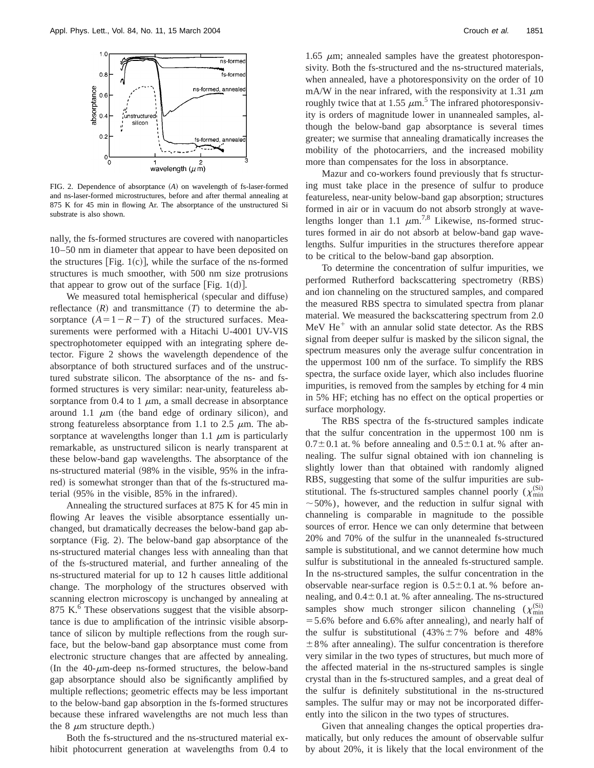FIG. 2. Dependence of absorptance ($A$) on wavelength of fs-laser-formed and ns-laser-formed microstructures, before and after thermal annealing at 875 K for 45 min in flowing Ar. The absorptance of the unstructured Si substrate is also shown.

nally, the fs-formed structures are covered with nanoparticles 10–50 nm in diameter that appear to have been deposited on the structures [Fig. 1(c)], while the surface of the ns-formed structures is much smoother, with 500 nm size protrusions that appear to grow out of the surface [Fig. 1(d)].

We measured total hemispherical (specular and diffuse) reflectance ($R$) and transmittance ($T$) to determine the absorptance ($A=1-R-T$) of the structured surfaces. Measurements were performed with a Hitachi U-4001 UV-VIS spectrophotometer equipped with an integrating sphere detector. Figure 2 shows the wavelength dependence of the absorptance of both structured surfaces and of the unstructured substrate silicon. The absorptance of the ns- and fs-formed structures is very similar: near-unity, featureless absorptance from 0.4 to 1 $\mu$m, a small decrease in absorptance around 1.1 $\mu$m (the band edge of ordinary silicon), and strong featureless absorptance from 1.1 to 2.5 $\mu$m. The absorptance at wavelengths longer than 1.1 $\mu$m is particularly remarkable, as unstructured silicon is nearly transparent at these below-band gap wavelengths. The absorptance of the ns-structured material (98% in the visible, 95% in the infrared) is somewhat stronger than that of the fs-structured material (95% in the visible, 85% in the infrared).

Annealing the structured surfaces at 875 K for 45 min in flowing Ar leaves the visible absorptance essentially unchanged, but dramatically decreases the below-band gap absorptance (Fig. 2). The below-band gap absorptance of the ns-structured material changes less with annealing than that of the fs-structured material, and further annealing of the ns-structured material for up to 12 h causes little additional change. The morphology of the structures observed with scanning electron microscopy is unchanged by annealing at 875 K.[6] These observations suggest that the visible absorptance is due to amplification of the intrinsic visible absorptance of silicon by multiple reflections from the rough surface, but the below-band gap absorptance must come from electronic structure changes that are affected by annealing. (In the 40-$\mu$m-deep ns-formed structures, the below-band gap absorptance should also be significantly amplified by multiple reflections; geometric effects may be less important to the below-band gap absorption in the fs-formed structures because these infrared wavelengths are not much less than the 8 $\mu$m structure depth.)

Both the fs-structured and the ns-structured material exhibit photocurrent generation at wavelengths from 0.4 to 1.65 $\mu$m; annealed samples have the greatest photoresponsivity. Both the fs-structured and the ns-structured materials, when annealed, have a photoresponsivity on the order of 10 mA/W in the near infrared, with the responsivity at 1.31 $\mu$m roughly twice that at 1.55 $\mu$m.[5] The infrared photoresponsivity is orders of magnitude lower in unannealed samples, although the below-band gap absorptance is several times greater; we surmise that annealing dramatically increases the mobility of the photocarriers, and the increased mobility more than compensates for the loss in absorptance.

Mazur and co-workers found previously that fs structuring must take place in the presence of sulfur to produce featureless, near-unity below-band gap absorption; structures formed in air or in vacuum do not absorb strongly at wavelengths longer than 1.1 $\mu$m.[7,8] Likewise, ns-formed structures formed in air do not absorb at below-band gap wavelengths. Sulfur impurities in the structures therefore appear to be critical to the below-band gap absorption.

To determine the concentration of sulfur impurities, we performed Rutherford backscattering spectrometry (RBS) and ion channeling on the structured samples, and compared the measured RBS spectra to simulated spectra from planar material. We measured the backscattering spectrum from 2.0 MeV $He^+$ with an annular solid state detector. As the RBS signal from deeper sulfur is masked by the silicon signal, the spectrum measures only the average sulfur concentration in the uppermost 100 nm of the surface. To simplify the RBS spectra, the surface oxide layer, which also includes fluorine impurities, is removed from the samples by etching for 4 min in 5% HF; etching has no effect on the optical properties or surface morphology.

The RBS spectra of the fs-structured samples indicate that the sulfur concentration in the uppermost 100 nm is $0.7\pm0.1$ at. % before annealing and $0.5\pm0.1$ at. % after annealing. The sulfur signal obtained with ion channeling is slightly lower than that obtained with randomly aligned RBS, suggesting that some of the sulfur impurities are substitutional. The fs-structured samples channel poorly ($\chi_{\min}^{(\mathrm{Si})}\sim50\%$), however, and the reduction in sulfur signal with channeling is comparable in magnitude to the possible sources of error. Hence we can only determine that between 20% and 70% of the sulfur in the unannealed fs-structured sample is substitutional, and we cannot determine how much sulfur is substitutional in the annealed fs-structured sample. In the ns-structured samples, the sulfur concentration in the observable near-surface region is $0.5\pm0.1$ at. % before annealing, and $0.4\pm0.1$ at. % after annealing. The ns-structured samples show much stronger silicon channeling ($\chi_{\min}^{(\mathrm{Si})}=5.6\%$ before and 6.6% after annealing), and nearly half of the sulfur is substitutional ($43\%\pm7\%$ before and 48% $\pm8\%$ after annealing). The sulfur concentration is therefore very similar in the two types of structures, but much more of the affected material in the ns-structured samples is single crystal than in the fs-structured samples, and a great deal of the sulfur is definitely substitutional in the ns-structured samples. The sulfur may or may not be incorporated differently into the silicon in the two types of structures.

Given that annealing changes the optical properties dramatically, but only reduces the amount of observable sulfur by about 20%, it is likely that the local environment of the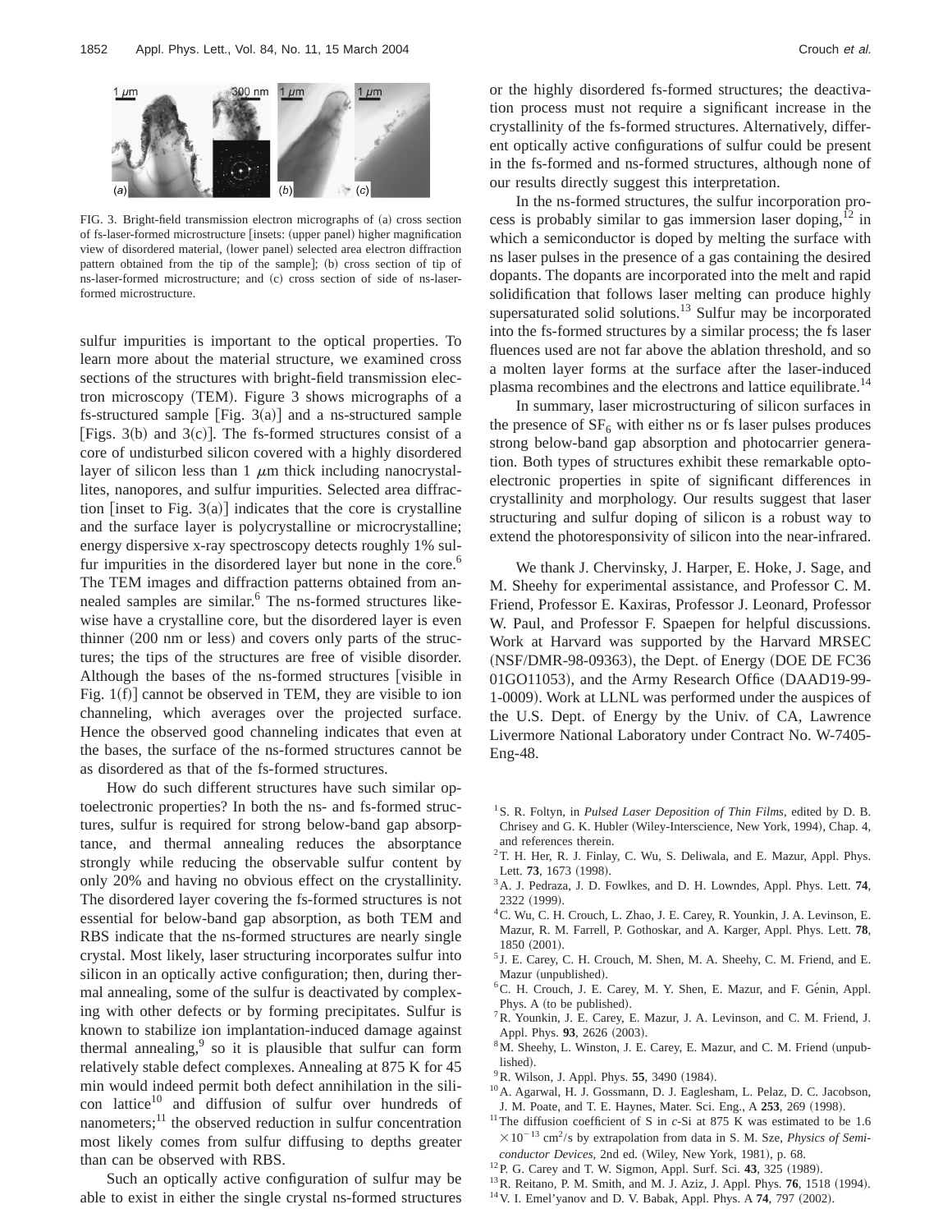FIG. 3. Bright-field transmission electron micrographs of (a) cross section of fs-laser-formed microstructure [insets: (upper panel) higher magnification view of disordered material, (lower panel) selected area electron diffraction pattern obtained from the tip of the sample]; (b) cross section of tip of ns-laser-formed microstructure; and (c) cross section of side of ns-laser-formed microstructure.

sulfur impurities is important to the optical properties. To learn more about the material structure, we examined cross sections of the structures with bright-field transmission electron microscopy (TEM). Figure 3 shows micrographs of a fs-structured sample [Fig. 3(a)] and a ns-structured sample [Figs. 3(b) and 3(c)]. The fs-formed structures consist of a core of undisturbed silicon covered with a highly disordered layer of silicon less than 1 $\mu$m thick including nanocrystallites, nanopores, and sulfur impurities. Selected area diffraction [inset to Fig. 3(a)] indicates that the core is crystalline and the surface layer is polycrystalline or microcrystalline; energy dispersive x-ray spectroscopy detects roughly 1% sulfur impurities in the disordered layer but none in the core.[6] The TEM images and diffraction patterns obtained from annealed samples are similar.[6] The ns-formed structures likewise have a crystalline core, but the disordered layer is even thinner (200 nm or less) and covers only parts of the structures; the tips of the structures are free of visible disorder. Although the bases of the ns-formed structures [visible in Fig. 1(f)] cannot be observed in TEM, they are visible to ion channeling, which averages over the projected surface. Hence the observed good channeling indicates that even at the bases, the surface of the ns-formed structures cannot be as disordered as that of the fs-formed structures.

How do such different structures have such similar optoelectronic properties? In both the ns- and fs-formed structures, sulfur is required for strong below-band gap absorptance, and thermal annealing reduces the absorptance strongly while reducing the observable sulfur content by only 20% and having no obvious effect on the crystallinity. The disordered layer covering the fs-formed structures is not essential for below-band gap absorption, as both TEM and RBS indicate that the ns-formed structures are nearly single crystal. Most likely, laser structuring incorporates sulfur into silicon in an optically active configuration; then, during thermal annealing, some of the sulfur is deactivated by complexing with other defects or by forming precipitates. Sulfur is known to stabilize ion implantation-induced damage against thermal annealing,[9] so it is plausible that sulfur can form relatively stable defect complexes. Annealing at 875 K for 45 min would indeed permit both defect annihilation in the silicon lattice[10] and diffusion of sulfur over hundreds of nanometers;[11] the observed reduction in sulfur concentration most likely comes from sulfur diffusing to depths greater than can be observed with RBS.

Such an optically active configuration of sulfur may be able to exist in either the single crystal ns-formed structures or the highly disordered fs-formed structures; the deactivation process must not require a significant increase in the crystallinity of the fs-formed structures. Alternatively, different optically active configurations of sulfur could be present in the fs-formed and ns-formed structures, although none of our results directly suggest this interpretation.

In the ns-formed structures, the sulfur incorporation process is probably similar to gas immersion laser doping,[12] in which a semiconductor is doped by melting the surface with ns laser pulses in the presence of a gas containing the desired dopants. The dopants are incorporated into the melt and rapid solidification that follows laser melting can produce highly supersaturated solid solutions.[13] Sulfur may be incorporated into the fs-formed structures by a similar process; the fs laser fluences used are not far above the ablation threshold, and so a molten layer forms at the surface after the laser-induced plasma recombines and the electrons and lattice equilibrate.[14]

In summary, laser microstructuring of silicon surfaces in the presence of $SF_6$ with either ns or fs laser pulses produces strong below-band gap absorption and photocarrier generation. Both types of structures exhibit these remarkable optoelectronic properties in spite of significant differences in crystallinity and morphology. Our results suggest that laser structuring and sulfur doping of silicon is a robust way to extend the photoresponsivity of silicon into the near-infrared.

We thank J. Chervinsky, J. Harper, E. Hoke, J. Sage, and M. Sheehy for experimental assistance, and Professor C. M. Friend, Professor E. Kaxiras, Professor J. Leonard, Professor W. Paul, and Professor F. Spaepen for helpful discussions. Work at Harvard was supported by the Harvard MRSEC (NSF/DMR-98-09363), the Dept. of Energy (DOE DE FC36 01GO11053), and the Army Research Office (DAAD19-99-1-0009). Work at LLNL was performed under the auspices of the U.S. Dept. of Energy by the Univ. of CA, Lawrence Livermore National Laboratory under Contract No. W-7405-Eng-48.

[1] S. R. Foltyn, in *Pulsed Laser Deposition of Thin Films*, edited by D. B. Chrisey and G. K. Hubler (Wiley-Interscience, New York, 1994), Chap. 4, and references therein.

[2] T. H. Her, R. J. Finlay, C. Wu, S. Deliwala, and E. Mazur, Appl. Phys. Lett. **73**, 1673 (1998).

[3] A. J. Pedraza, J. D. Fowlkes, and D. H. Lowndes, Appl. Phys. Lett. **74**, 2322 (1999).

[4] C. Wu, C. H. Crouch, L. Zhao, J. E. Carey, R. Younkin, J. A. Levinson, E. Mazur, R. M. Farrell, P. Gothoskar, and A. Karger, Appl. Phys. Lett. **78**, 1850 (2001).

[5] J. E. Carey, C. H. Crouch, M. Shen, M. A. Sheehy, C. M. Friend, and E. Mazur (unpublished).

[6] C. H. Crouch, J. E. Carey, M. Y. Shen, E. Mazur, and F. Génin, Appl. Phys. A (to be published).

[7] R. Younkin, J. E. Carey, E. Mazur, J. A. Levinson, and C. M. Friend, J. Appl. Phys. **93**, 2626 (2003).

[8] M. Sheehy, L. Winston, J. E. Carey, E. Mazur, and C. M. Friend (unpublished).

[9] R. Wilson, J. Appl. Phys. **55**, 3490 (1984).

[10] A. Agarwal, H. J. Gossmann, D. J. Eaglesham, L. Pelaz, D. C. Jacobson, J. M. Poate, and T. E. Haynes, Mater. Sci. Eng., A **253**, 269 (1998).

[11] The diffusion coefficient of S in *c*-Si at 875 K was estimated to be $1.6 \times 10^{-13}$ cm$^2$/s by extrapolation from data in S. M. Sze, *Physics of Semiconductor Devices*, 2nd ed. (Wiley, New York, 1981), p. 68.

[12] P. G. Carey and T. W. Sigmon, Appl. Surf. Sci. **43**, 325 (1989).

[13] R. Reitano, P. M. Smith, and M. J. Aziz, J. Appl. Phys. **76**, 1518 (1994).

[14] V. I. Emel'yanov and D. V. Babak, Appl. Phys. A **74**, 797 (2002).